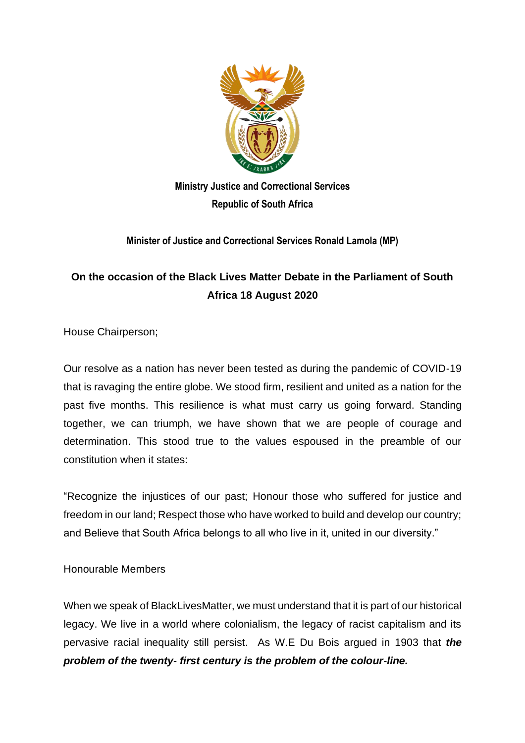**Ministry Justice and Correctional Services**
**Republic of South Africa**

**Minister of Justice and Correctional Services Ronald Lamola (MP)**

## On the occasion of the Black Lives Matter Debate in the Parliament of South Africa 18 August 2020

House Chairperson;

Our resolve as a nation has never been tested as during the pandemic of COVID-19 that is ravaging the entire globe. We stood firm, resilient and united as a nation for the past five months. This resilience is what must carry us going forward. Standing together, we can triumph, we have shown that we are people of courage and determination. This stood true to the values espoused in the preamble of our constitution when it states:

"Recognize the injustices of our past; Honour those who suffered for justice and freedom in our land; Respect those who have worked to build and develop our country; and Believe that South Africa belongs to all who live in it, united in our diversity."

Honourable Members

When we speak of BlackLivesMatter, we must understand that it is part of our historical legacy. We live in a world where colonialism, the legacy of racist capitalism and its pervasive racial inequality still persist. As W.E Du Bois argued in 1903 that ***the problem of the twenty- first century is the problem of the colour-line.***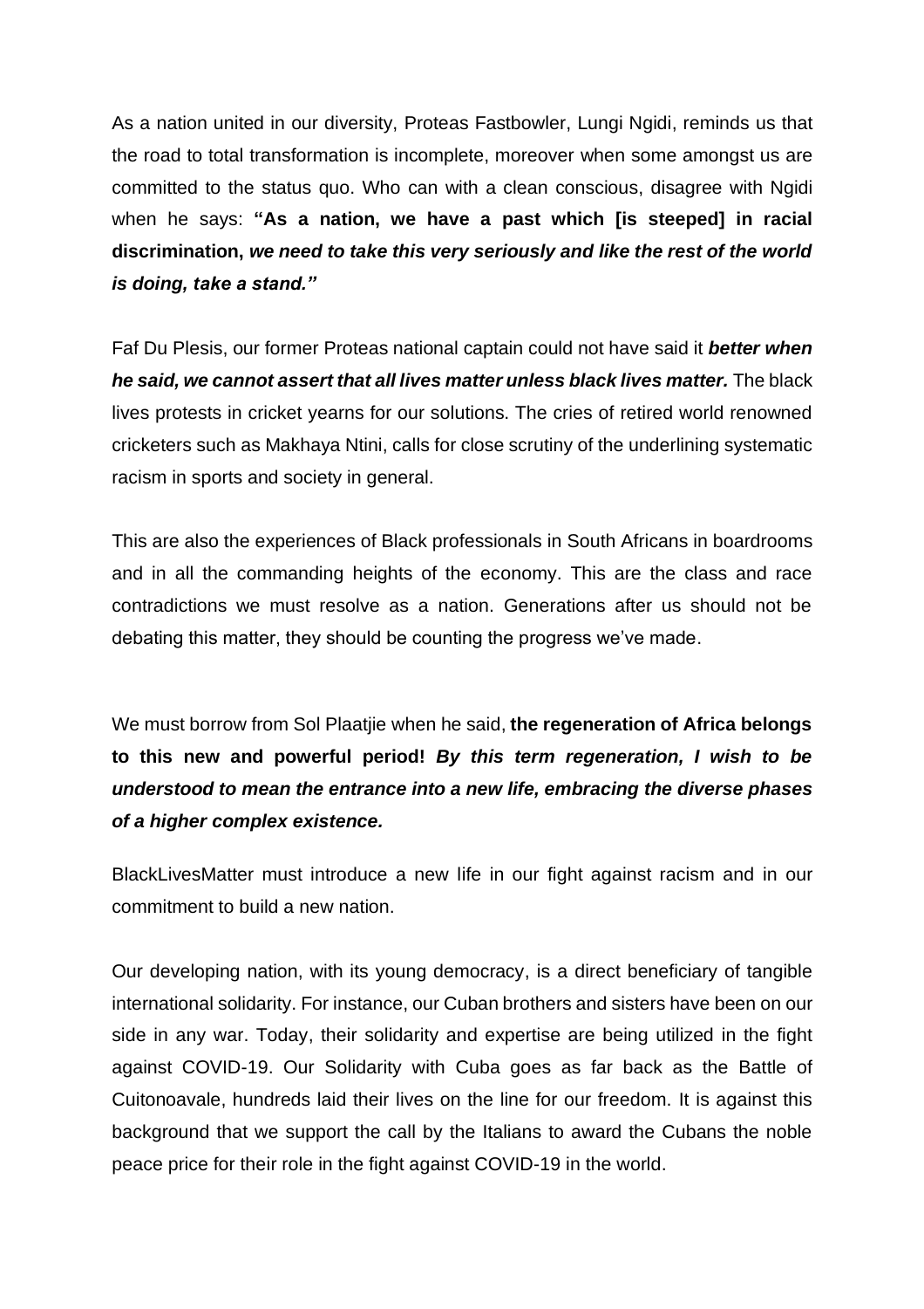As a nation united in our diversity, Proteas Fastbowler, Lungi Ngidi, reminds us that the road to total transformation is incomplete, moreover when some amongst us are committed to the status quo. Who can with a clean conscious, disagree with Ngidi when he says: **"As a nation, we have a past which [is steeped] in racial discrimination,** ***we need to take this very seriously and like the rest of the world is doing, take a stand."***

Faf Du Plesis, our former Proteas national captain could not have said it ***better when he said, we cannot assert that all lives matter unless black lives matter.*** The black lives protests in cricket yearns for our solutions. The cries of retired world renowned cricketers such as Makhaya Ntini, calls for close scrutiny of the underlining systematic racism in sports and society in general.

This are also the experiences of Black professionals in South Africans in boardrooms and in all the commanding heights of the economy. This are the class and race contradictions we must resolve as a nation. Generations after us should not be debating this matter, they should be counting the progress we've made.

We must borrow from Sol Plaatjie when he said, **the regeneration of Africa belongs to this new and powerful period!** ***By this term regeneration, I wish to be understood to mean the entrance into a new life, embracing the diverse phases of a higher complex existence.***

BlackLivesMatter must introduce a new life in our fight against racism and in our commitment to build a new nation.

Our developing nation, with its young democracy, is a direct beneficiary of tangible international solidarity. For instance, our Cuban brothers and sisters have been on our side in any war. Today, their solidarity and expertise are being utilized in the fight against COVID-19. Our Solidarity with Cuba goes as far back as the Battle of Cuitonoavale, hundreds laid their lives on the line for our freedom. It is against this background that we support the call by the Italians to award the Cubans the noble peace price for their role in the fight against COVID-19 in the world.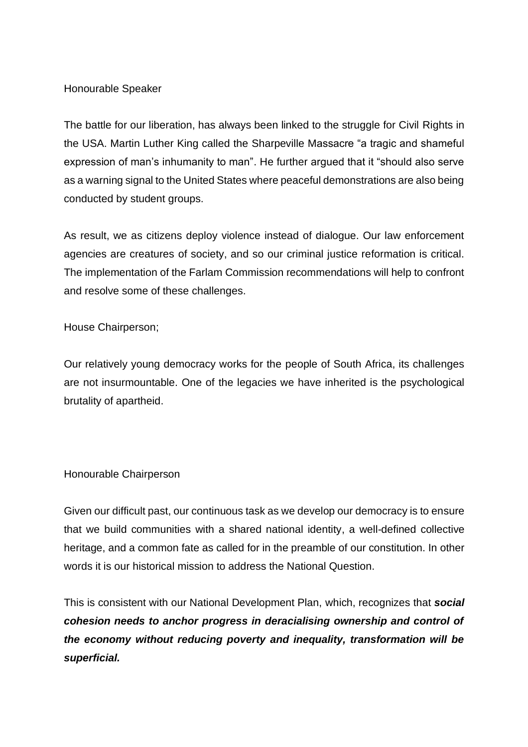Honourable Speaker

The battle for our liberation, has always been linked to the struggle for Civil Rights in the USA. Martin Luther King called the Sharpeville Massacre "a tragic and shameful expression of man's inhumanity to man". He further argued that it "should also serve as a warning signal to the United States where peaceful demonstrations are also being conducted by student groups.

As result, we as citizens deploy violence instead of dialogue. Our law enforcement agencies are creatures of society, and so our criminal justice reformation is critical. The implementation of the Farlam Commission recommendations will help to confront and resolve some of these challenges.

House Chairperson;

Our relatively young democracy works for the people of South Africa, its challenges are not insurmountable. One of the legacies we have inherited is the psychological brutality of apartheid.

Honourable Chairperson

Given our difficult past, our continuous task as we develop our democracy is to ensure that we build communities with a shared national identity, a well-defined collective heritage, and a common fate as called for in the preamble of our constitution. In other words it is our historical mission to address the National Question.

This is consistent with our National Development Plan, which, recognizes that ***social cohesion needs to anchor progress in deracialising ownership and control of the economy without reducing poverty and inequality, transformation will be superficial.***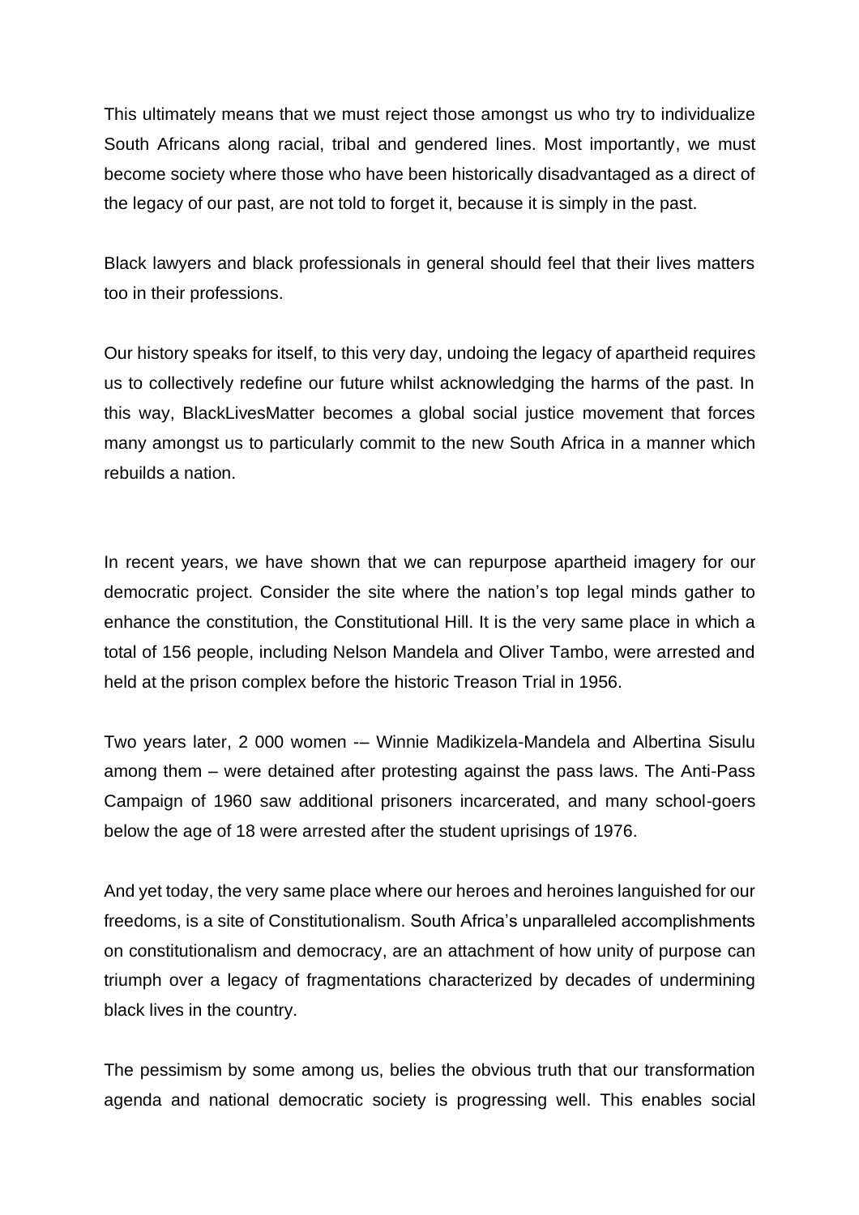This ultimately means that we must reject those amongst us who try to individualize South Africans along racial, tribal and gendered lines. Most importantly, we must become society where those who have been historically disadvantaged as a direct of the legacy of our past, are not told to forget it, because it is simply in the past.

Black lawyers and black professionals in general should feel that their lives matters too in their professions.

Our history speaks for itself, to this very day, undoing the legacy of apartheid requires us to collectively redefine our future whilst acknowledging the harms of the past. In this way, BlackLivesMatter becomes a global social justice movement that forces many amongst us to particularly commit to the new South Africa in a manner which rebuilds a nation.

In recent years, we have shown that we can repurpose apartheid imagery for our democratic project. Consider the site where the nation's top legal minds gather to enhance the constitution, the Constitutional Hill. It is the very same place in which a total of 156 people, including Nelson Mandela and Oliver Tambo, were arrested and held at the prison complex before the historic Treason Trial in 1956.

Two years later, 2 000 women -– Winnie Madikizela-Mandela and Albertina Sisulu among them – were detained after protesting against the pass laws. The Anti-Pass Campaign of 1960 saw additional prisoners incarcerated, and many school-goers below the age of 18 were arrested after the student uprisings of 1976.

And yet today, the very same place where our heroes and heroines languished for our freedoms, is a site of Constitutionalism. South Africa's unparalleled accomplishments on constitutionalism and democracy, are an attachment of how unity of purpose can triumph over a legacy of fragmentations characterized by decades of undermining black lives in the country.

The pessimism by some among us, belies the obvious truth that our transformation agenda and national democratic society is progressing well. This enables social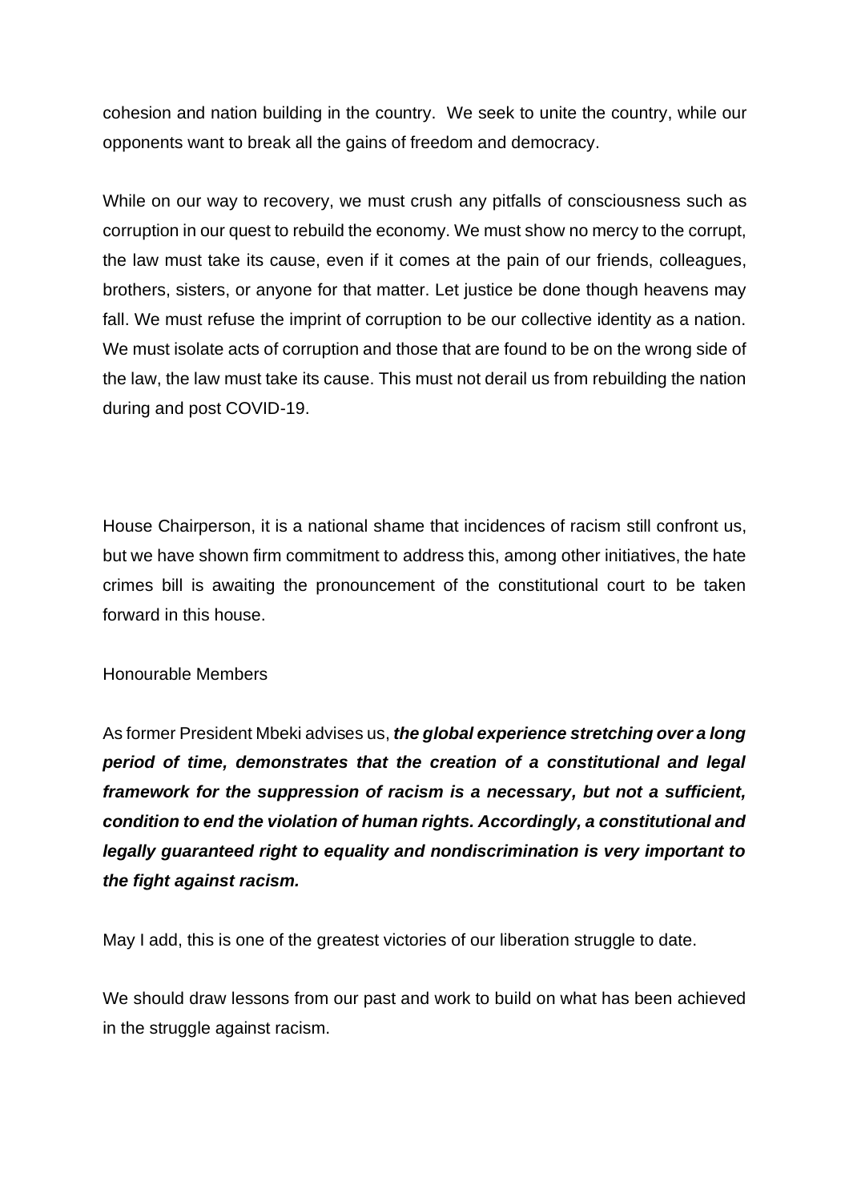cohesion and nation building in the country. We seek to unite the country, while our opponents want to break all the gains of freedom and democracy.

While on our way to recovery, we must crush any pitfalls of consciousness such as corruption in our quest to rebuild the economy. We must show no mercy to the corrupt, the law must take its cause, even if it comes at the pain of our friends, colleagues, brothers, sisters, or anyone for that matter. Let justice be done though heavens may fall. We must refuse the imprint of corruption to be our collective identity as a nation. We must isolate acts of corruption and those that are found to be on the wrong side of the law, the law must take its cause. This must not derail us from rebuilding the nation during and post COVID-19.

House Chairperson, it is a national shame that incidences of racism still confront us, but we have shown firm commitment to address this, among other initiatives, the hate crimes bill is awaiting the pronouncement of the constitutional court to be taken forward in this house.

Honourable Members

As former President Mbeki advises us, ***the global experience stretching over a long period of time, demonstrates that the creation of a constitutional and legal framework for the suppression of racism is a necessary, but not a sufficient, condition to end the violation of human rights. Accordingly, a constitutional and legally guaranteed right to equality and nondiscrimination is very important to the fight against racism.***

May I add, this is one of the greatest victories of our liberation struggle to date.

We should draw lessons from our past and work to build on what has been achieved in the struggle against racism.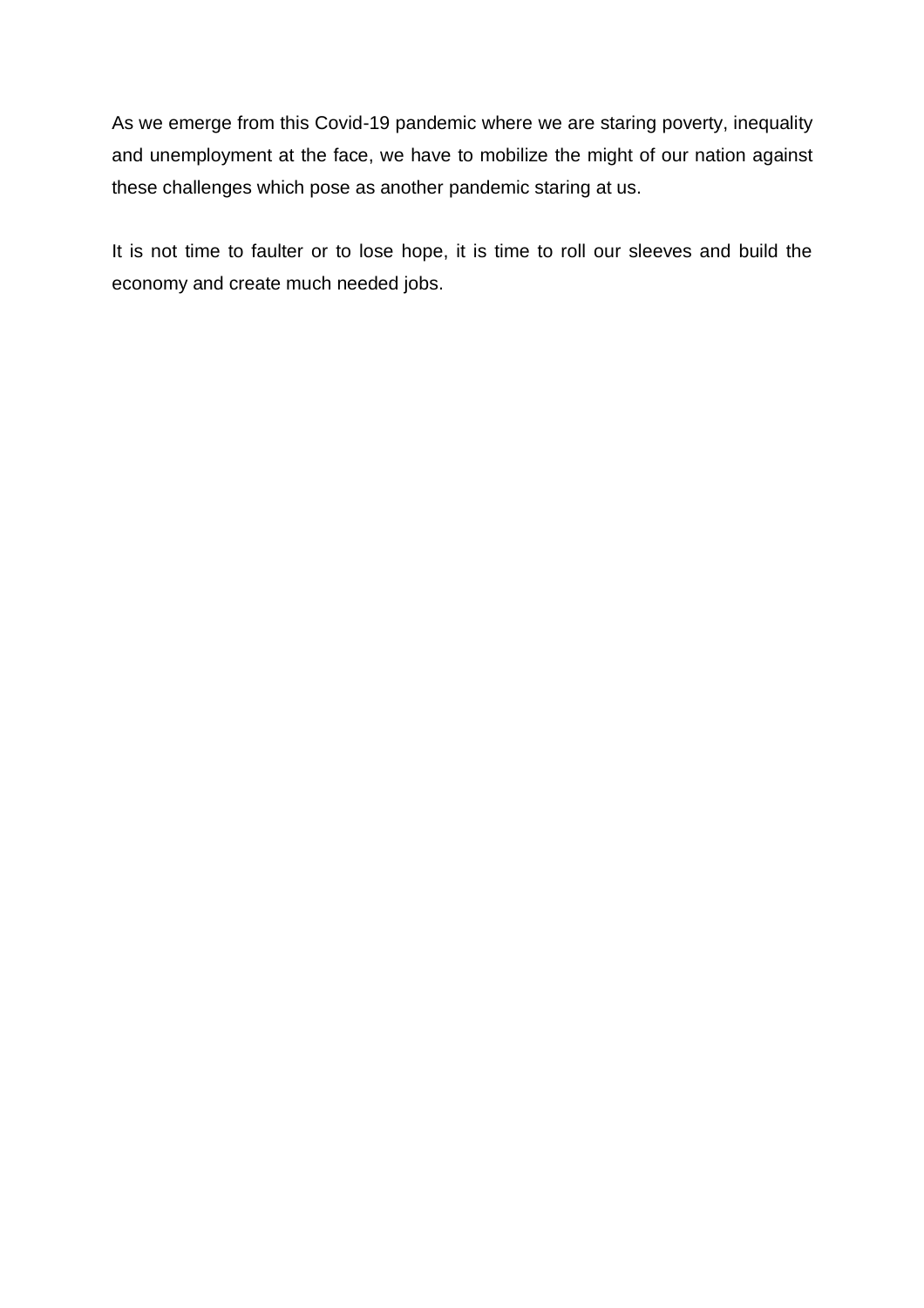As we emerge from this Covid-19 pandemic where we are staring poverty, inequality and unemployment at the face, we have to mobilize the might of our nation against these challenges which pose as another pandemic staring at us.

It is not time to faulter or to lose hope, it is time to roll our sleeves and build the economy and create much needed jobs.